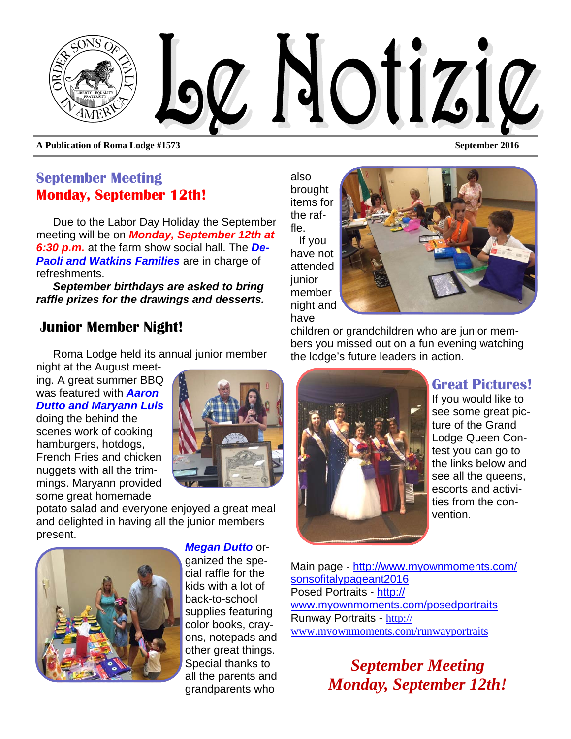# Le Notizie

**A Publication of Roma Lodge #1573** **September 2016**

## September Meeting
## Monday, September 12th!

Due to the Labor Day Holiday the September meeting will be on ***Monday, September 12th at 6:30 p.m.*** at the farm show social hall. The ***DePaoli and Watkins Families*** are in charge of refreshments.

***September birthdays are asked to bring raffle prizes for the drawings and desserts.***

## Junior Member Night!

Roma Lodge held its annual junior member night at the August meeting. A great summer BBQ was featured with ***Aaron Dutto and Maryann Luis*** doing the behind the scenes work of cooking hamburgers, hotdogs, French Fries and chicken nuggets with all the trimmings. Maryann provided some great homemade potato salad and everyone enjoyed a great meal and delighted in having all the junior members present.

***Megan Dutto*** organized the special raffle for the kids with a lot of back-to-school supplies featuring color books, crayons, notepads and other great things. Special thanks to all the parents and grandparents who also brought items for the raffle.

If you have not attended junior member night and have children or grandchildren who are junior members you missed out on a fun evening watching the lodge's future leaders in action.

## Great Pictures!

If you would like to see some great picture of the Grand Lodge Queen Contest you can go to the links below and see all the queens, escorts and activities from the convention.

Main page - http://www.myownmoments.com/sonsofitalypageant2016
Posed Portraits - http://www.myownmoments.com/posedportraits
Runway Portraits - http://www.myownmoments.com/runwayportraits

***September Meeting***
***Monday, September 12th!***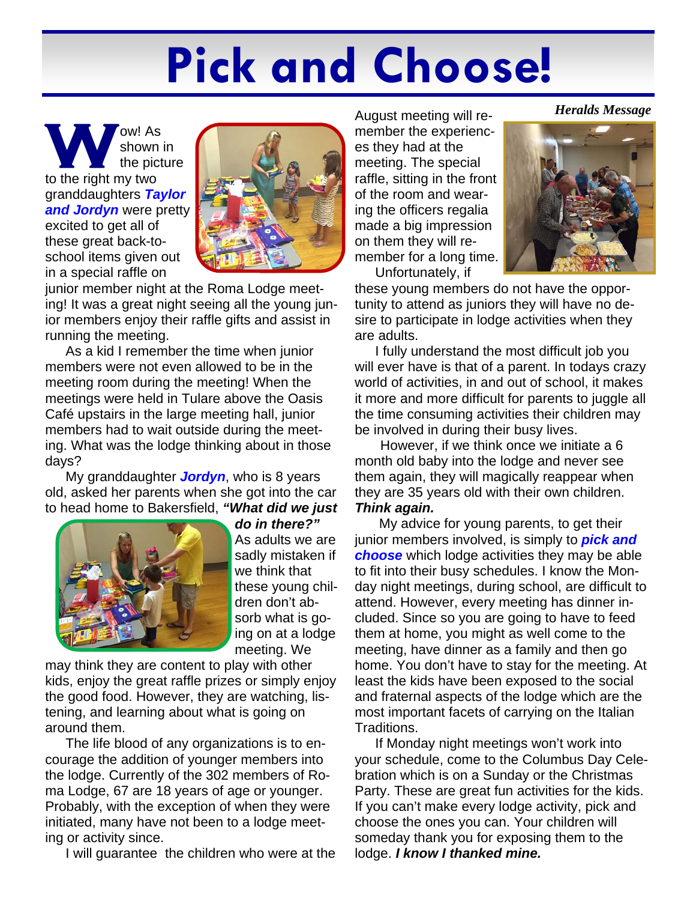# Pick and Choose!

*Heralds Message*

**W**ow! As shown in the picture to the right my two granddaughters ***Taylor and Jordyn*** were pretty excited to get all of these great back-to-school items given out in a special raffle on junior member night at the Roma Lodge meeting! It was a great night seeing all the young junior members enjoy their raffle gifts and assist in running the meeting.

As a kid I remember the time when junior members were not even allowed to be in the meeting room during the meeting! When the meetings were held in Tulare above the Oasis Café upstairs in the large meeting hall, junior members had to wait outside during the meeting. What was the lodge thinking about in those days?

My granddaughter ***Jordyn***, who is 8 years old, asked her parents when she got into the car to head home to Bakersfield, ***"What did we just do in there?"*** As adults we are sadly mistaken if we think that these young children don't absorb what is going on at a lodge meeting. We may think they are content to play with other kids, enjoy the great raffle prizes or simply enjoy the good food. However, they are watching, listening, and learning about what is going on around them.

The life blood of any organizations is to encourage the addition of younger members into the lodge. Currently of the 302 members of Roma Lodge, 67 are 18 years of age or younger. Probably, with the exception of when they were initiated, many have not been to a lodge meeting or activity since.

I will guarantee the children who were at the August meeting will remember the experiences they had at the meeting. The special raffle, sitting in the front of the room and wearing the officers regalia made a big impression on them they will remember for a long time.

Unfortunately, if these young members do not have the opportunity to attend as juniors they will have no desire to participate in lodge activities when they are adults.

I fully understand the most difficult job you will ever have is that of a parent. In todays crazy world of activities, in and out of school, it makes it more and more difficult for parents to juggle all the time consuming activities their children may be involved in during their busy lives.

However, if we think once we initiate a 6 month old baby into the lodge and never see them again, they will magically reappear when they are 35 years old with their own children. ***Think again.***

My advice for young parents, to get their junior members involved, is simply to ***pick and choose*** which lodge activities they may be able to fit into their busy schedules. I know the Monday night meetings, during school, are difficult to attend. However, every meeting has dinner included. Since so you are going to have to feed them at home, you might as well come to the meeting, have dinner as a family and then go home. You don't have to stay for the meeting. At least the kids have been exposed to the social and fraternal aspects of the lodge which are the most important facets of carrying on the Italian Traditions.

If Monday night meetings won't work into your schedule, come to the Columbus Day Celebration which is on a Sunday or the Christmas Party. These are great fun activities for the kids. If you can't make every lodge activity, pick and choose the ones you can. Your children will someday thank you for exposing them to the lodge. ***I know I thanked mine.***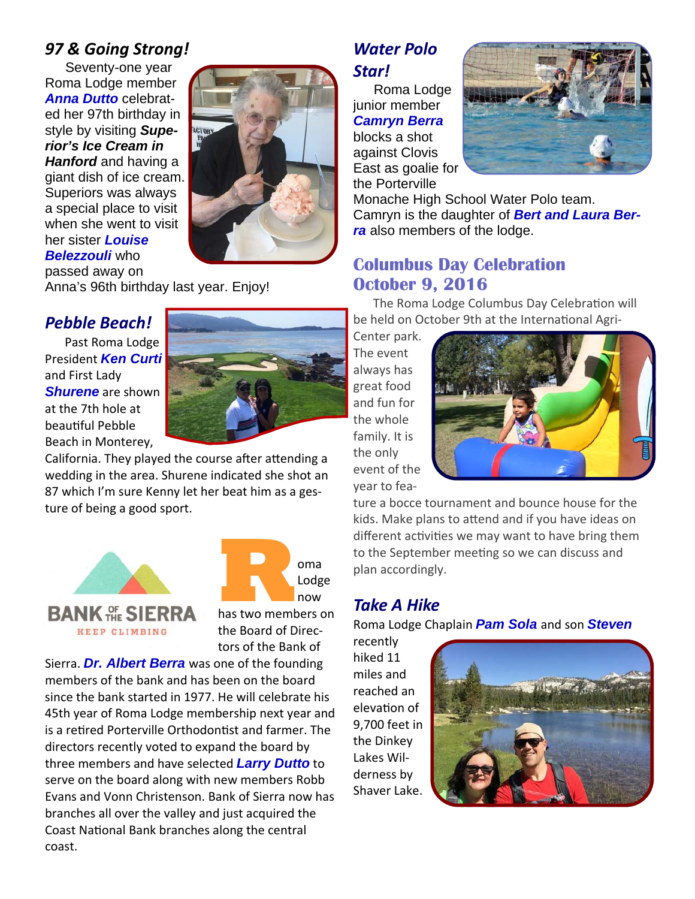## *97 & Going Strong!*

Seventy-one year Roma Lodge member ***Anna Dutto*** celebrated her 97th birthday in style by visiting ***Superior's Ice Cream in Hanford*** and having a giant dish of ice cream. Superiors was always a special place to visit when she went to visit her sister ***Louise Belezzouli*** who passed away on Anna's 96th birthday last year. Enjoy!

## *Pebble Beach!*

Past Roma Lodge President ***Ken Curti*** and First Lady ***Shurene*** are shown at the 7th hole at beautiful Pebble Beach in Monterey, California. They played the course after attending a wedding in the area. Shurene indicated she shot an 87 which I'm sure Kenny let her beat him as a gesture of being a good sport.

BANK OF THE SIERRA
KEEP CLIMBING

Roma Lodge now has two members on the Board of Directors of the Bank of Sierra. ***Dr. Albert Berra*** was one of the founding members of the bank and has been on the board since the bank started in 1977. He will celebrate his 45th year of Roma Lodge membership next year and is a retired Porterville Orthodontist and farmer. The directors recently voted to expand the board by three members and have selected ***Larry Dutto*** to serve on the board along with new members Robb Evans and Vonn Christenson. Bank of Sierra now has branches all over the valley and just acquired the Coast National Bank branches along the central coast.

## *Water Polo Star!*

Roma Lodge junior member ***Camryn Berra*** blocks a shot against Clovis East as goalie for the Porterville Monache High School Water Polo team. Camryn is the daughter of ***Bert and Laura Berra*** also members of the lodge.

## Columbus Day Celebration October 9, 2016

The Roma Lodge Columbus Day Celebration will be held on October 9th at the International Agri-Center park. The event always has great food and fun for the whole family. It is the only event of the year to feature a bocce tournament and bounce house for the kids. Make plans to attend and if you have ideas on different activities we may want to have bring them to the September meeting so we can discuss and plan accordingly.

## *Take A Hike*

Roma Lodge Chaplain ***Pam Sola*** and son ***Steven*** recently hiked 11 miles and reached an elevation of 9,700 feet in the Dinkey Lakes Wilderness by Shaver Lake.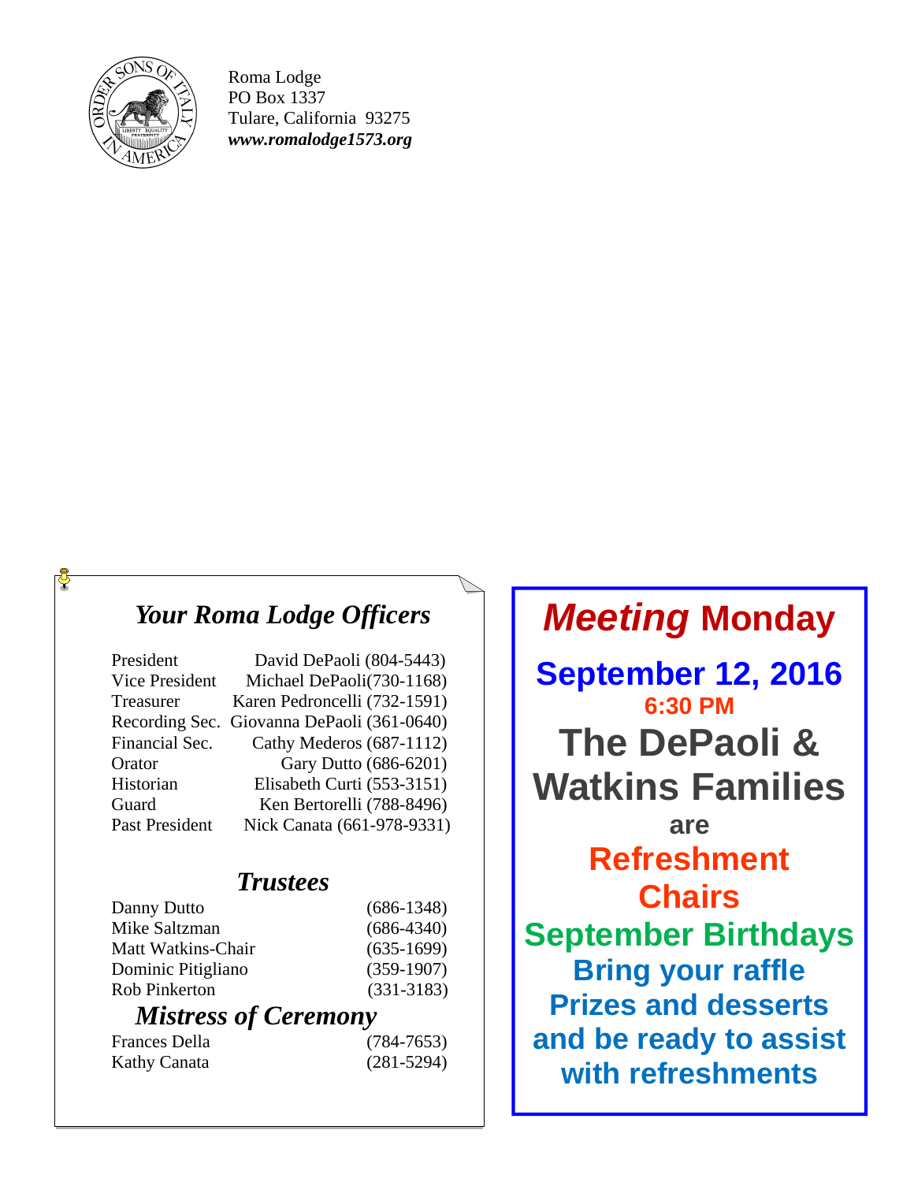Roma Lodge
PO Box 1337
Tulare, California 93275
***www.romalodge1573.org***

## *Your Roma Lodge Officers*

| | |
|---|---|
| President | David DePaoli (804-5443) |
| Vice President | Michael DePaoli(730-1168) |
| Treasurer | Karen Pedroncelli (732-1591) |
| Recording Sec. | Giovanna DePaoli (361-0640) |
| Financial Sec. | Cathy Mederos (687-1112) |
| Orator | Gary Dutto (686-6201) |
| Historian | Elisabeth Curti (553-3151) |
| Guard | Ken Bertorelli (788-8496) |
| Past President | Nick Canata (661-978-9331) |

## *Trustees*

| | |
|---|---|
| Danny Dutto | (686-1348) |
| Mike Saltzman | (686-4340) |
| Matt Watkins-Chair | (635-1699) |
| Dominic Pitigliano | (359-1907) |
| Rob Pinkerton | (331-3183) |

## *Mistress of Ceremony*

| | |
|---|---|
| Frances Della | (784-7653) |
| Kathy Canata | (281-5294) |

# *Meeting* Monday

**September 12, 2016**

**6:30 PM**

## The DePaoli & Watkins Families

**are**

## Refreshment Chairs

**September Birthdays**

**Bring your raffle Prizes and desserts and be ready to assist with refreshments**